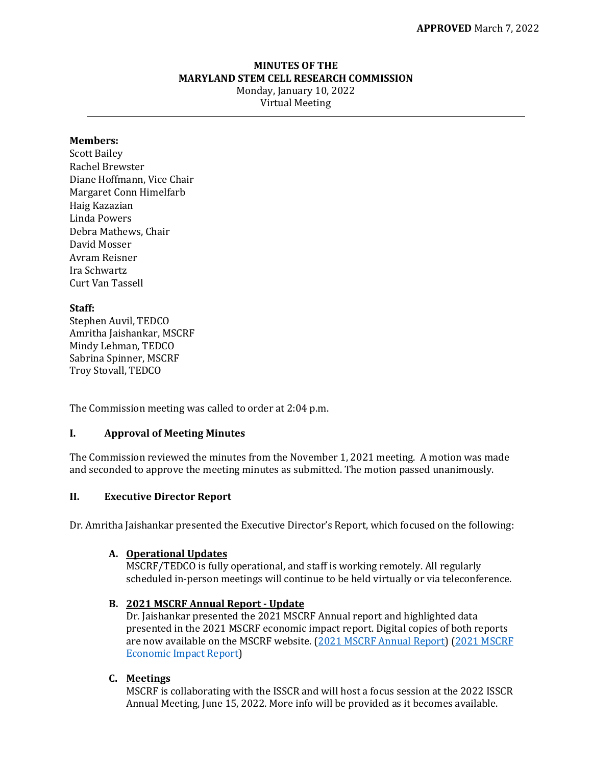**APPROVED** March 7, 2022

# MINUTES OF THE MARYLAND STEM CELL RESEARCH COMMISSION

Monday, January 10, 2022
Virtual Meeting

---

**Members:**
Scott Bailey
Rachel Brewster
Diane Hoffmann, Vice Chair
Margaret Conn Himelfarb
Haig Kazazian
Linda Powers
Debra Mathews, Chair
David Mosser
Avram Reisner
Ira Schwartz
Curt Van Tassell

**Staff:**
Stephen Auvil, TEDCO
Amritha Jaishankar, MSCRF
Mindy Lehman, TEDCO
Sabrina Spinner, MSCRF
Troy Stovall, TEDCO

The Commission meeting was called to order at 2:04 p.m.

## I. Approval of Meeting Minutes

The Commission reviewed the minutes from the November 1, 2021 meeting. A motion was made and seconded to approve the meeting minutes as submitted. The motion passed unanimously.

## II. Executive Director Report

Dr. Amritha Jaishankar presented the Executive Director's Report, which focused on the following:

### A. Operational Updates

MSCRF/TEDCO is fully operational, and staff is working remotely. All regularly scheduled in-person meetings will continue to be held virtually or via teleconference.

### B. 2021 MSCRF Annual Report - Update

Dr. Jaishankar presented the 2021 MSCRF Annual report and highlighted data presented in the 2021 MSCRF economic impact report. Digital copies of both reports are now available on the MSCRF website. (2021 MSCRF Annual Report) (2021 MSCRF Economic Impact Report)

### C. Meetings

MSCRF is collaborating with the ISSCR and will host a focus session at the 2022 ISSCR Annual Meeting, June 15, 2022. More info will be provided as it becomes available.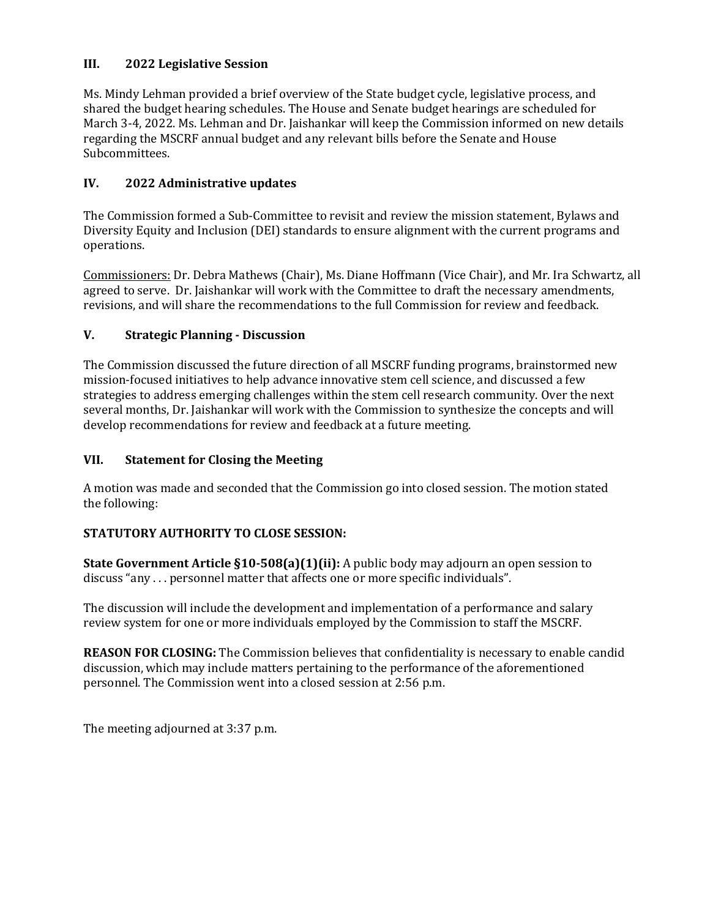## III. 2022 Legislative Session

Ms. Mindy Lehman provided a brief overview of the State budget cycle, legislative process, and shared the budget hearing schedules. The House and Senate budget hearings are scheduled for March 3-4, 2022. Ms. Lehman and Dr. Jaishankar will keep the Commission informed on new details regarding the MSCRF annual budget and any relevant bills before the Senate and House Subcommittees.

## IV. 2022 Administrative updates

The Commission formed a Sub-Committee to revisit and review the mission statement, Bylaws and Diversity Equity and Inclusion (DEI) standards to ensure alignment with the current programs and operations.

Commissioners: Dr. Debra Mathews (Chair), Ms. Diane Hoffmann (Vice Chair), and Mr. Ira Schwartz, all agreed to serve. Dr. Jaishankar will work with the Committee to draft the necessary amendments, revisions, and will share the recommendations to the full Commission for review and feedback.

## V. Strategic Planning - Discussion

The Commission discussed the future direction of all MSCRF funding programs, brainstormed new mission-focused initiatives to help advance innovative stem cell science, and discussed a few strategies to address emerging challenges within the stem cell research community. Over the next several months, Dr. Jaishankar will work with the Commission to synthesize the concepts and will develop recommendations for review and feedback at a future meeting.

## VII. Statement for Closing the Meeting

A motion was made and seconded that the Commission go into closed session. The motion stated the following:

**STATUTORY AUTHORITY TO CLOSE SESSION:**

**State Government Article §10-508(a)(1)(ii):** A public body may adjourn an open session to discuss "any . . . personnel matter that affects one or more specific individuals".

The discussion will include the development and implementation of a performance and salary review system for one or more individuals employed by the Commission to staff the MSCRF.

**REASON FOR CLOSING:** The Commission believes that confidentiality is necessary to enable candid discussion, which may include matters pertaining to the performance of the aforementioned personnel. The Commission went into a closed session at 2:56 p.m.

The meeting adjourned at 3:37 p.m.